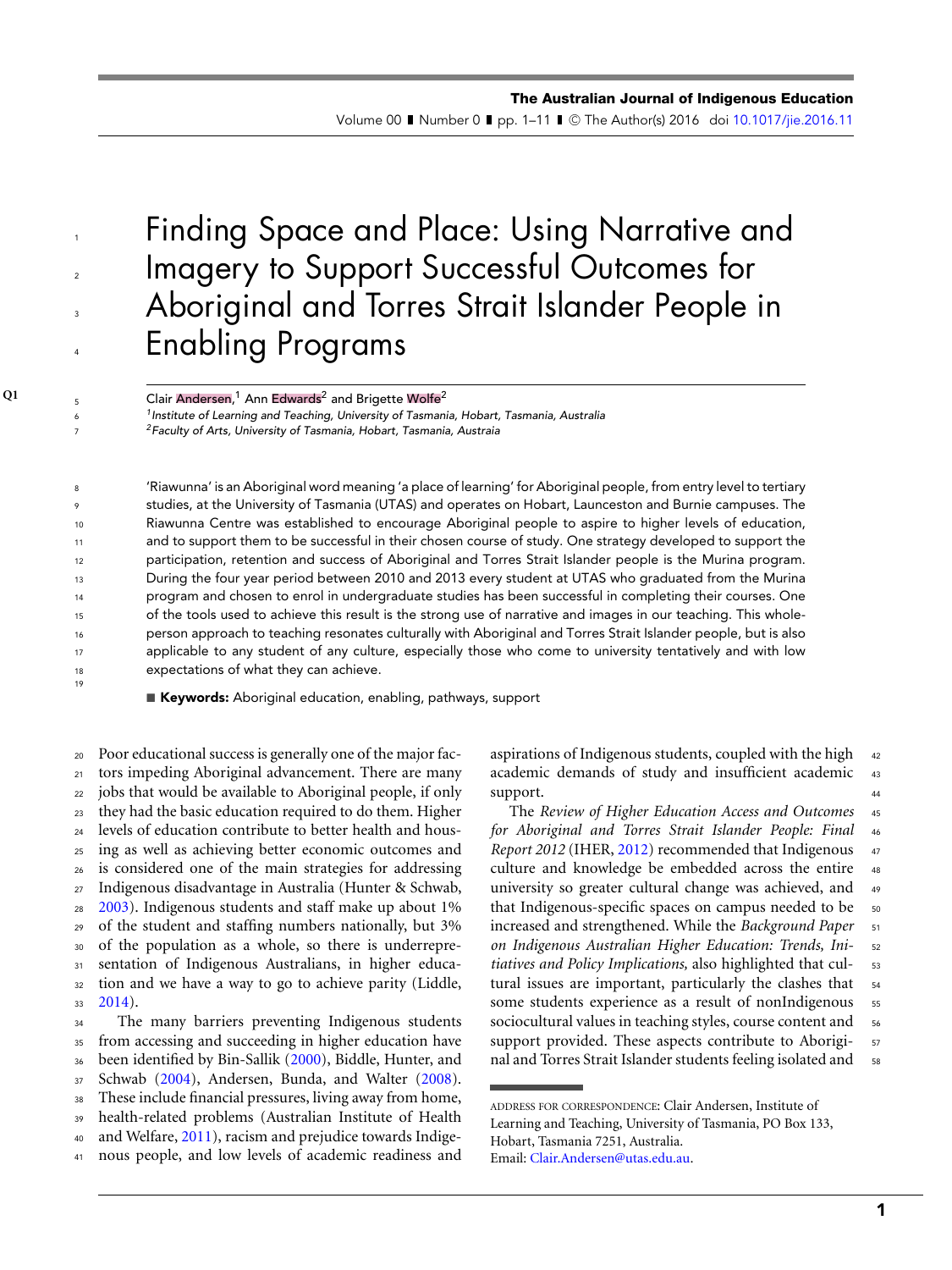# Finding Space and Place: Using Narrative and Imagery to Support Successful Outcomes for Aboriginal and Torres Strait Islander People in Enabling Programs

Clair Andersen,[1] Ann Edwards[2] and Brigette Wolfe[2]

[1] *Institute of Learning and Teaching, University of Tasmania, Hobart, Tasmania, Australia*
[2] *Faculty of Arts, University of Tasmania, Hobart, Tasmania, Austraia*

'Riawunna' is an Aboriginal word meaning 'a place of learning' for Aboriginal people, from entry level to tertiary studies, at the University of Tasmania (UTAS) and operates on Hobart, Launceston and Burnie campuses. The Riawunna Centre was established to encourage Aboriginal people to aspire to higher levels of education, and to support them to be successful in their chosen course of study. One strategy developed to support the participation, retention and success of Aboriginal and Torres Strait Islander people is the Murina program. During the four year period between 2010 and 2013 every student at UTAS who graduated from the Murina program and chosen to enrol in undergraduate studies has been successful in completing their courses. One of the tools used to achieve this result is the strong use of narrative and images in our teaching. This whole-person approach to teaching resonates culturally with Aboriginal and Torres Strait Islander people, but is also applicable to any student of any culture, especially those who come to university tentatively and with low expectations of what they can achieve.

**Keywords:** Aboriginal education, enabling, pathways, support

Poor educational success is generally one of the major factors impeding Aboriginal advancement. There are many jobs that would be available to Aboriginal people, if only they had the basic education required to do them. Higher levels of education contribute to better health and housing as well as achieving better economic outcomes and is considered one of the main strategies for addressing Indigenous disadvantage in Australia (Hunter & Schwab, 2003). Indigenous students and staff make up about 1% of the student and staffing numbers nationally, but 3% of the population as a whole, so there is underrepresentation of Indigenous Australians, in higher education and we have a way to go to achieve parity (Liddle, 2014).

The many barriers preventing Indigenous students from accessing and succeeding in higher education have been identified by Bin-Sallik (2000), Biddle, Hunter, and Schwab (2004), Andersen, Bunda, and Walter (2008). These include financial pressures, living away from home, health-related problems (Australian Institute of Health and Welfare, 2011), racism and prejudice towards Indigenous people, and low levels of academic readiness and aspirations of Indigenous students, coupled with the high academic demands of study and insufficient academic support.

The *Review of Higher Education Access and Outcomes for Aboriginal and Torres Strait Islander People: Final Report 2012* (IHER, 2012) recommended that Indigenous culture and knowledge be embedded across the entire university so greater cultural change was achieved, and that Indigenous-specific spaces on campus needed to be increased and strengthened. While the *Background Paper on Indigenous Australian Higher Education: Trends, Initiatives and Policy Implications,* also highlighted that cultural issues are important, particularly the clashes that some students experience as a result of nonIndigenous sociocultural values in teaching styles, course content and support provided. These aspects contribute to Aboriginal and Torres Strait Islander students feeling isolated and

ADDRESS FOR CORRESPONDENCE: Clair Andersen, Institute of Learning and Teaching, University of Tasmania, PO Box 133, Hobart, Tasmania 7251, Australia.
Email: Clair.Andersen@utas.edu.au.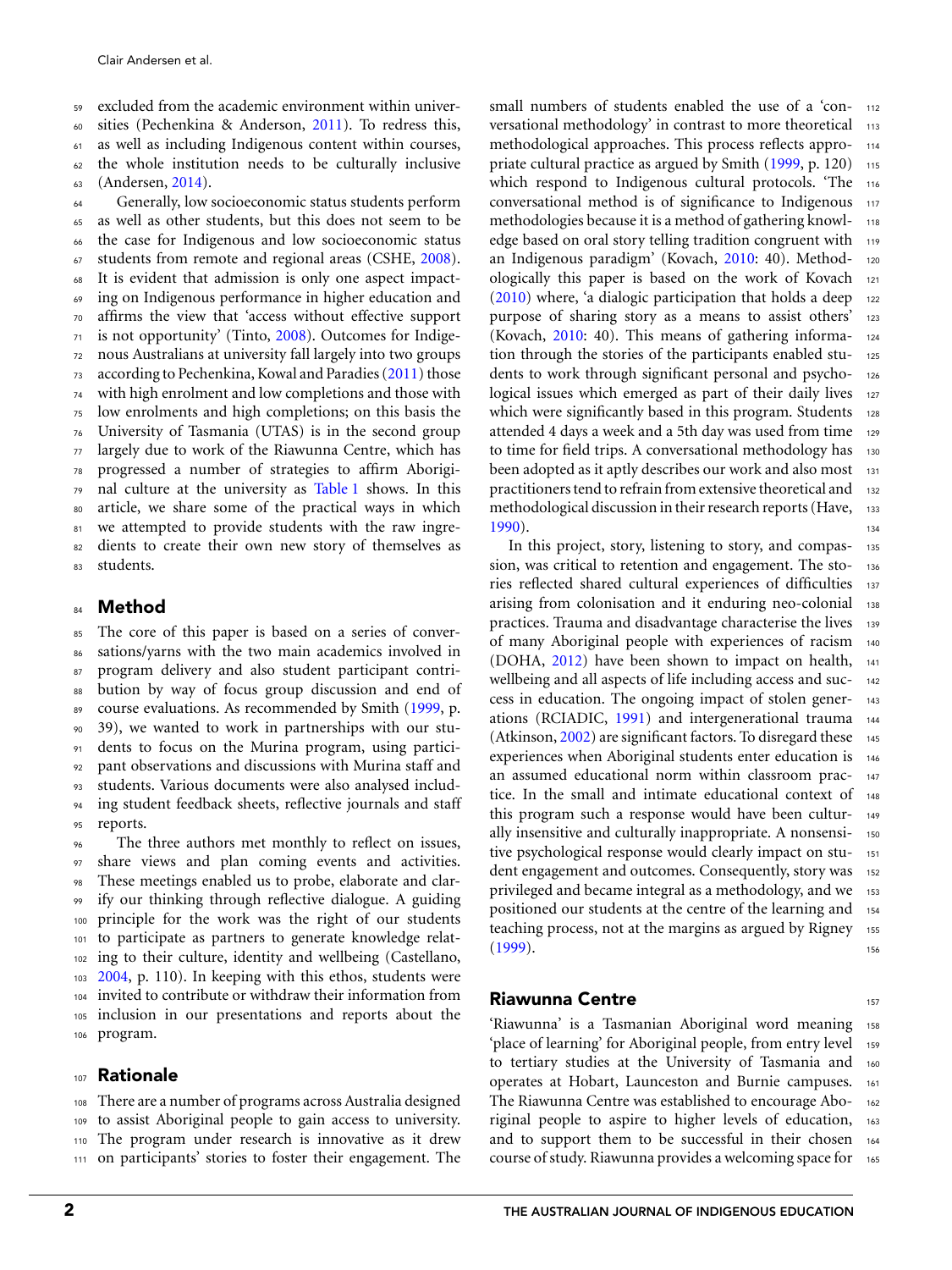excluded from the academic environment within universities (Pechenkina & Anderson, 2011). To redress this, as well as including Indigenous content within courses, the whole institution needs to be culturally inclusive (Andersen, 2014).

Generally, low socioeconomic status students perform as well as other students, but this does not seem to be the case for Indigenous and low socioeconomic status students from remote and regional areas (CSHE, 2008). It is evident that admission is only one aspect impacting on Indigenous performance in higher education and affirms the view that 'access without effective support is not opportunity' (Tinto, 2008). Outcomes for Indigenous Australians at university fall largely into two groups according to Pechenkina, Kowal and Paradies (2011) those with high enrolment and low completions and those with low enrolments and high completions; on this basis the University of Tasmania (UTAS) is in the second group largely due to work of the Riawunna Centre, which has progressed a number of strategies to affirm Aboriginal culture at the university as Table 1 shows. In this article, we share some of the practical ways in which we attempted to provide students with the raw ingredients to create their own new story of themselves as students.

## Method

The core of this paper is based on a series of conversations/yarns with the two main academics involved in program delivery and also student participant contribution by way of focus group discussion and end of course evaluations. As recommended by Smith (1999, p. 39), we wanted to work in partnerships with our students to focus on the Murina program, using participant observations and discussions with Murina staff and students. Various documents were also analysed including student feedback sheets, reflective journals and staff reports.

The three authors met monthly to reflect on issues, share views and plan coming events and activities. These meetings enabled us to probe, elaborate and clarify our thinking through reflective dialogue. A guiding principle for the work was the right of our students to participate as partners to generate knowledge relating to their culture, identity and wellbeing (Castellano, 2004, p. 110). In keeping with this ethos, students were invited to contribute or withdraw their information from inclusion in our presentations and reports about the program.

## Rationale

There are a number of programs across Australia designed to assist Aboriginal people to gain access to university. The program under research is innovative as it drew on participants' stories to foster their engagement. The small numbers of students enabled the use of a 'conversational methodology' in contrast to more theoretical methodological approaches. This process reflects appropriate cultural practice as argued by Smith (1999, p. 120) which respond to Indigenous cultural protocols. 'The conversational method is of significance to Indigenous methodologies because it is a method of gathering knowledge based on oral story telling tradition congruent with an Indigenous paradigm' (Kovach, 2010: 40). Methodologically this paper is based on the work of Kovach (2010) where, 'a dialogic participation that holds a deep purpose of sharing story as a means to assist others' (Kovach, 2010: 40). This means of gathering information through the stories of the participants enabled students to work through significant personal and psychological issues which emerged as part of their daily lives which were significantly based in this program. Students attended 4 days a week and a 5th day was used from time to time for field trips. A conversational methodology has been adopted as it aptly describes our work and also most practitioners tend to refrain from extensive theoretical and methodological discussion in their research reports (Have, 1990).

In this project, story, listening to story, and compassion, was critical to retention and engagement. The stories reflected shared cultural experiences of difficulties arising from colonisation and it enduring neo-colonial practices. Trauma and disadvantage characterise the lives of many Aboriginal people with experiences of racism (DOHA, 2012) have been shown to impact on health, wellbeing and all aspects of life including access and success in education. The ongoing impact of stolen generations (RCIADIC, 1991) and intergenerational trauma (Atkinson, 2002) are significant factors. To disregard these experiences when Aboriginal students enter education is an assumed educational norm within classroom practice. In the small and intimate educational context of this program such a response would have been culturally insensitive and culturally inappropriate. A nonsensitive psychological response would clearly impact on student engagement and outcomes. Consequently, story was privileged and became integral as a methodology, and we positioned our students at the centre of the learning and teaching process, not at the margins as argued by Rigney (1999).

## Riawunna Centre

'Riawunna' is a Tasmanian Aboriginal word meaning 'place of learning' for Aboriginal people, from entry level to tertiary studies at the University of Tasmania and operates at Hobart, Launceston and Burnie campuses. The Riawunna Centre was established to encourage Aboriginal people to aspire to higher levels of education, and to support them to be successful in their chosen course of study. Riawunna provides a welcoming space for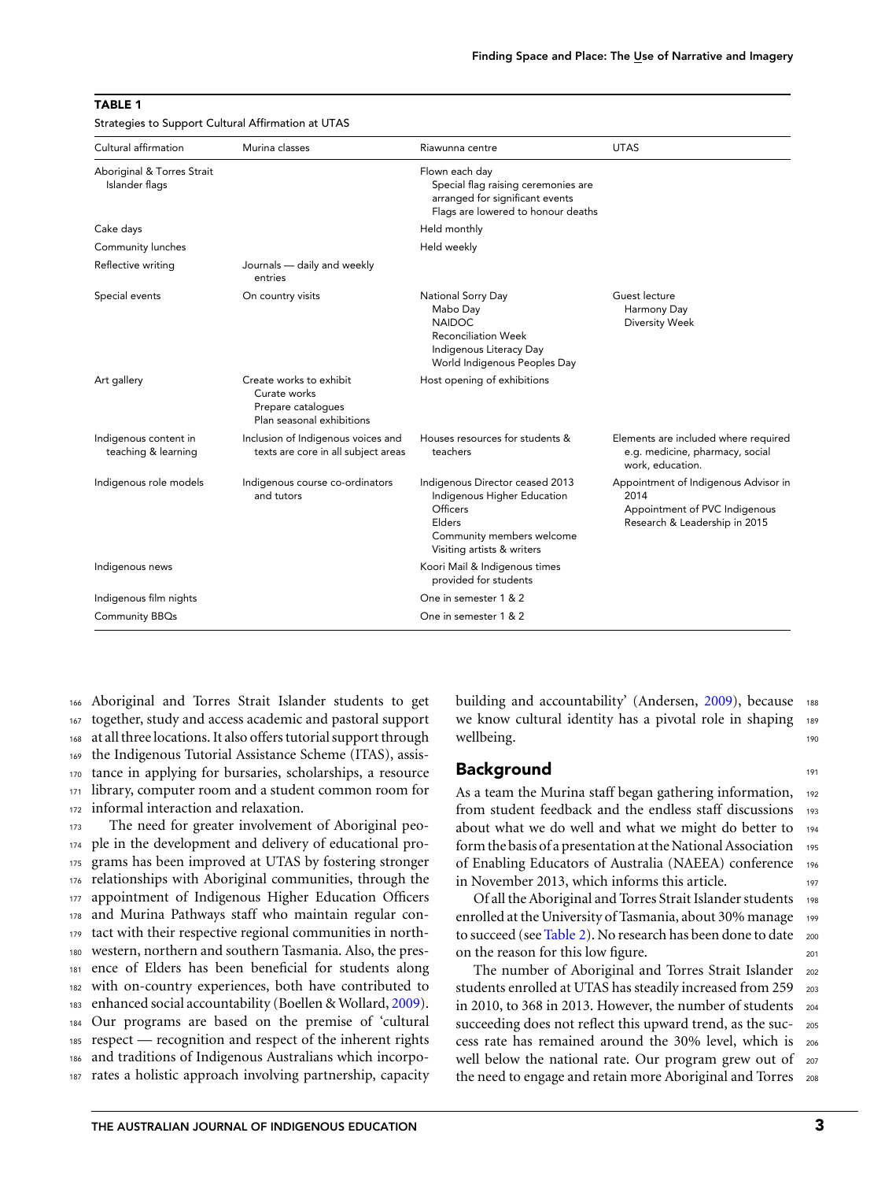**TABLE 1**

Strategies to Support Cultural Affirmation at UTAS

| Cultural affirmation | Murina classes | Riawunna centre | UTAS |
|---|---|---|---|
| Aboriginal & Torres Strait Islander flags | | Flown each day<br>Special flag raising ceremonies are arranged for significant events<br>Flags are lowered to honour deaths | |
| Cake days | | Held monthly | |
| Community lunches | | Held weekly | |
| Reflective writing | Journals — daily and weekly entries | | |
| Special events | On country visits | National Sorry Day<br>Mabo Day<br>NAIDOC<br>Reconciliation Week<br>Indigenous Literacy Day<br>World Indigenous Peoples Day | Guest lecture<br>Harmony Day<br>Diversity Week |
| Art gallery | Create works to exhibit<br>Curate works<br>Prepare catalogues<br>Plan seasonal exhibitions | Host opening of exhibitions | |
| Indigenous content in teaching & learning | Inclusion of Indigenous voices and texts are core in all subject areas | Houses resources for students & teachers | Elements are included where required e.g. medicine, pharmacy, social work, education. |
| Indigenous role models | Indigenous course co-ordinators and tutors | Indigenous Director ceased 2013<br>Indigenous Higher Education Officers<br>Elders<br>Community members welcome<br>Visiting artists & writers | Appointment of Indigenous Advisor in 2014<br>Appointment of PVC Indigenous Research & Leadership in 2015 |
| Indigenous news | | Koori Mail & Indigenous times provided for students | |
| Indigenous film nights | | One in semester 1 & 2 | |
| Community BBQs | | One in semester 1 & 2 | |

Aboriginal and Torres Strait Islander students to get together, study and access academic and pastoral support at all three locations. It also offers tutorial support through the Indigenous Tutorial Assistance Scheme (ITAS), assistance in applying for bursaries, scholarships, a resource library, computer room and a student common room for informal interaction and relaxation.

The need for greater involvement of Aboriginal people in the development and delivery of educational programs has been improved at UTAS by fostering stronger relationships with Aboriginal communities, through the appointment of Indigenous Higher Education Officers and Murina Pathways staff who maintain regular contact with their respective regional communities in north-western, northern and southern Tasmania. Also, the presence of Elders has been beneficial for students along with on-country experiences, both have contributed to enhanced social accountability (Boellen & Wollard, 2009). Our programs are based on the premise of 'cultural respect — recognition and respect of the inherent rights and traditions of Indigenous Australians which incorporates a holistic approach involving partnership, capacity building and accountability' (Andersen, 2009), because we know cultural identity has a pivotal role in shaping wellbeing.

## Background

As a team the Murina staff began gathering information, from student feedback and the endless staff discussions about what we do well and what we might do better to form the basis of a presentation at the National Association of Enabling Educators of Australia (NAEEA) conference in November 2013, which informs this article.

Of all the Aboriginal and Torres Strait Islander students enrolled at the University of Tasmania, about 30% manage to succeed (see Table 2). No research has been done to date on the reason for this low figure.

The number of Aboriginal and Torres Strait Islander students enrolled at UTAS has steadily increased from 259 in 2010, to 368 in 2013. However, the number of students succeeding does not reflect this upward trend, as the success rate has remained around the 30% level, which is well below the national rate. Our program grew out of the need to engage and retain more Aboriginal and Torres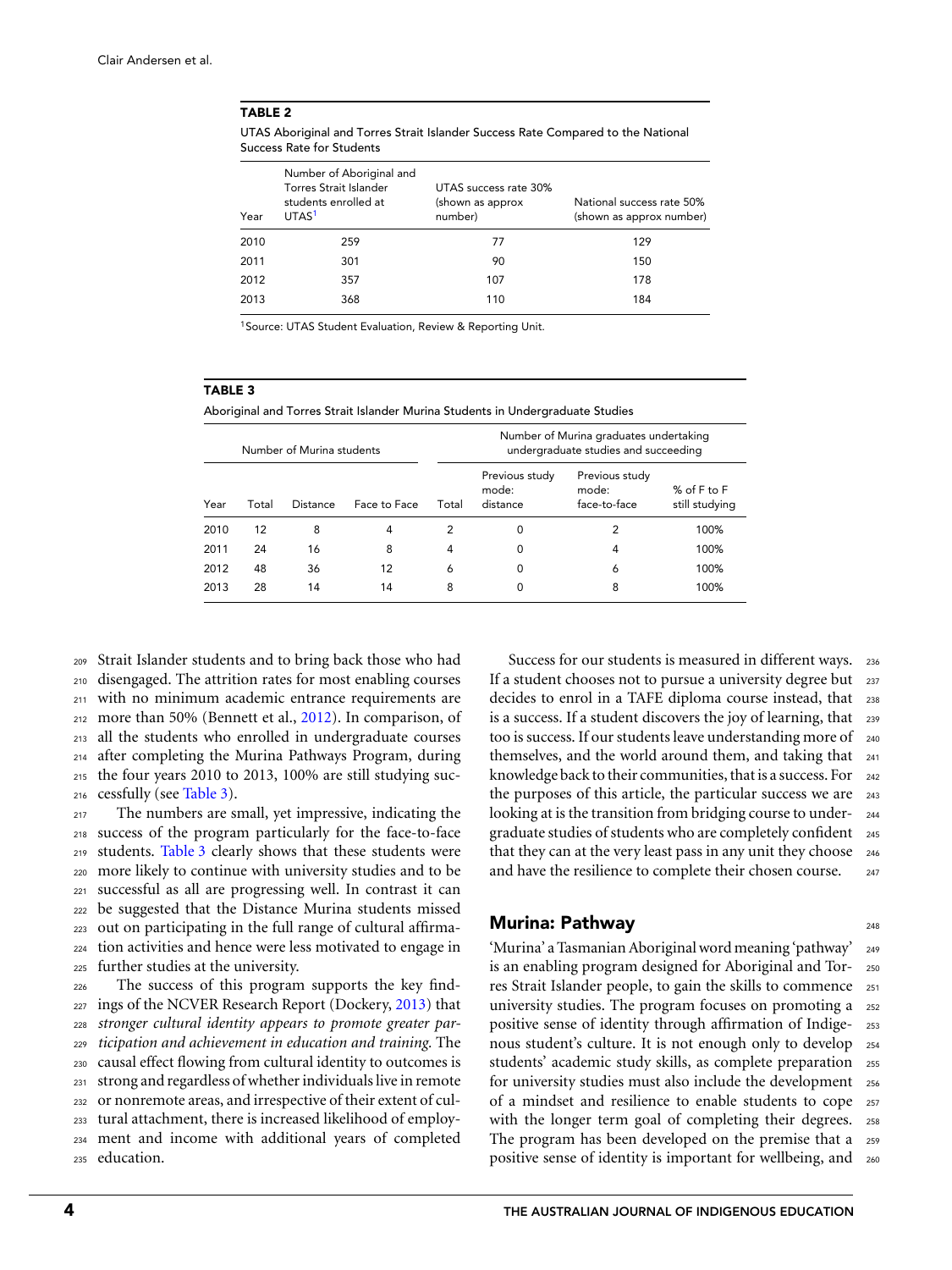**TABLE 2**

UTAS Aboriginal and Torres Strait Islander Success Rate Compared to the National Success Rate for Students

| Year | Number of Aboriginal and Torres Strait Islander students enrolled at UTAS[1] | UTAS success rate 30% (shown as approx number) | National success rate 50% (shown as approx number) |
|---|---|---|---|
| 2010 | 259 | 77 | 129 |
| 2011 | 301 | 90 | 150 |
| 2012 | 357 | 107 | 178 |
| 2013 | 368 | 110 | 184 |

[1]Source: UTAS Student Evaluation, Review & Reporting Unit.

**TABLE 3**

Aboriginal and Torres Strait Islander Murina Students in Undergraduate Studies

| | Number of Murina students | | | Number of Murina graduates undertaking undergraduate studies and succeeding | | | |
|---|---|---|---|---|---|---|---|
| Year | Total | Distance | Face to Face | Total | Previous study mode: distance | Previous study mode: face-to-face | % of F to F still studying |
| 2010 | 12 | 8 | 4 | 2 | 0 | 2 | 100% |
| 2011 | 24 | 16 | 8 | 4 | 0 | 4 | 100% |
| 2012 | 48 | 36 | 12 | 6 | 0 | 6 | 100% |
| 2013 | 28 | 14 | 14 | 8 | 0 | 8 | 100% |

Strait Islander students and to bring back those who had disengaged. The attrition rates for most enabling courses with no minimum academic entrance requirements are more than 50% (Bennett et al., 2012). In comparison, of all the students who enrolled in undergraduate courses after completing the Murina Pathways Program, during the four years 2010 to 2013, 100% are still studying successfully (see Table 3).

The numbers are small, yet impressive, indicating the success of the program particularly for the face-to-face students. Table 3 clearly shows that these students were more likely to continue with university studies and to be successful as all are progressing well. In contrast it can be suggested that the Distance Murina students missed out on participating in the full range of cultural affirmation activities and hence were less motivated to engage in further studies at the university.

The success of this program supports the key findings of the NCVER Research Report (Dockery, 2013) that *stronger cultural identity appears to promote greater participation and achievement in education and training.* The causal effect flowing from cultural identity to outcomes is strong and regardless of whether individuals live in remote or nonremote areas, and irrespective of their extent of cultural attachment, there is increased likelihood of employment and income with additional years of completed education.

Success for our students is measured in different ways. If a student chooses not to pursue a university degree but decides to enrol in a TAFE diploma course instead, that is a success. If a student discovers the joy of learning, that too is success. If our students leave understanding more of themselves, and the world around them, and taking that knowledge back to their communities, that is a success. For the purposes of this article, the particular success we are looking at is the transition from bridging course to undergraduate studies of students who are completely confident that they can at the very least pass in any unit they choose and have the resilience to complete their chosen course.

## Murina: Pathway

'Murina' a Tasmanian Aboriginal word meaning 'pathway' is an enabling program designed for Aboriginal and Torres Strait Islander people, to gain the skills to commence university studies. The program focuses on promoting a positive sense of identity through affirmation of Indigenous student's culture. It is not enough only to develop students' academic study skills, as complete preparation for university studies must also include the development of a mindset and resilience to enable students to cope with the longer term goal of completing their degrees. The program has been developed on the premise that a positive sense of identity is important for wellbeing, and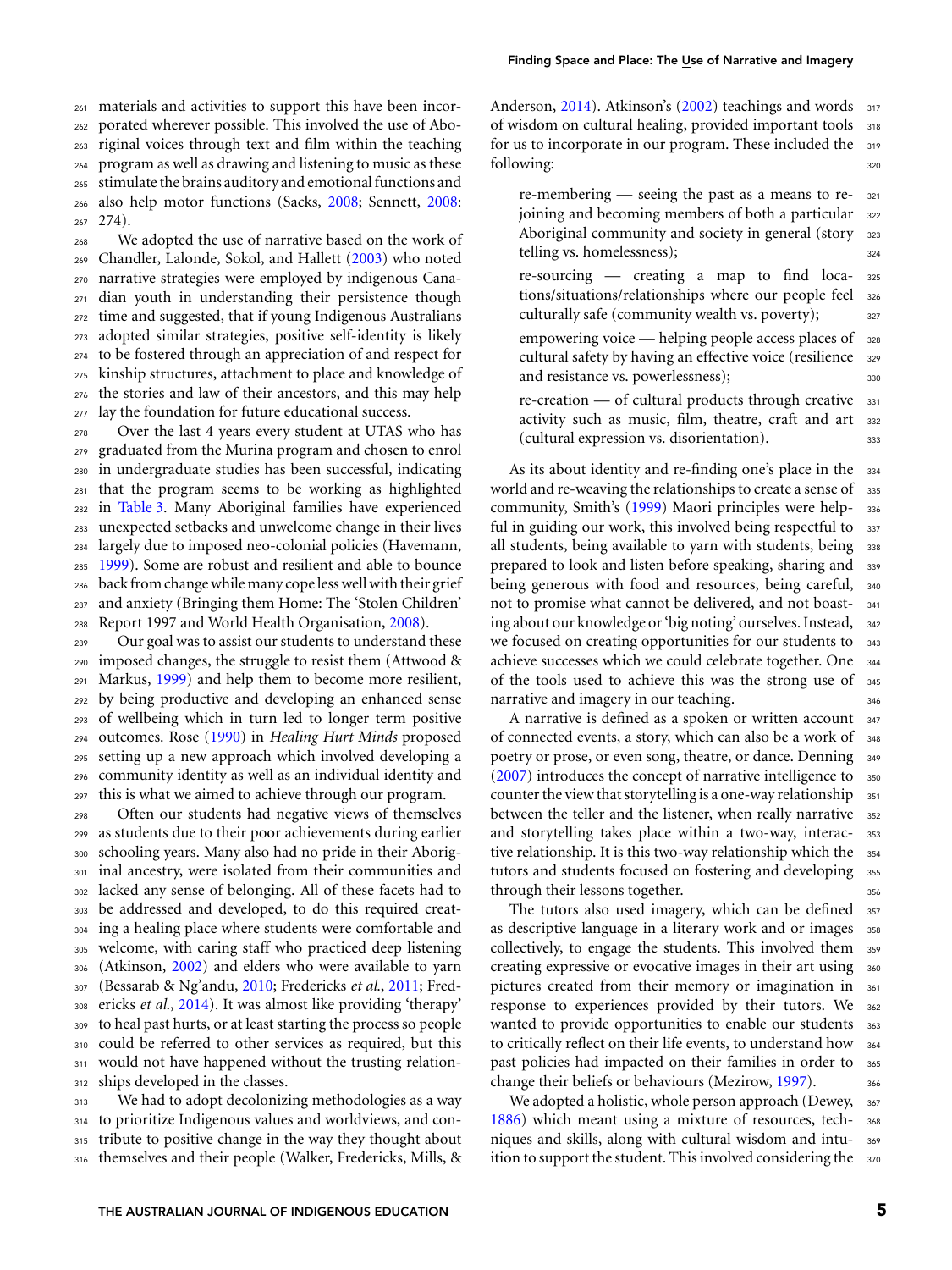materials and activities to support this have been incorporated wherever possible. This involved the use of Aboriginal voices through text and film within the teaching program as well as drawing and listening to music as these stimulate the brains auditory and emotional functions and also help motor functions (Sacks, 2008; Sennett, 2008: 274).

We adopted the use of narrative based on the work of Chandler, Lalonde, Sokol, and Hallett (2003) who noted narrative strategies were employed by indigenous Canadian youth in understanding their persistence though time and suggested, that if young Indigenous Australians adopted similar strategies, positive self-identity is likely to be fostered through an appreciation of and respect for kinship structures, attachment to place and knowledge of the stories and law of their ancestors, and this may help lay the foundation for future educational success.

Over the last 4 years every student at UTAS who has graduated from the Murina program and chosen to enrol in undergraduate studies has been successful, indicating that the program seems to be working as highlighted in Table 3. Many Aboriginal families have experienced unexpected setbacks and unwelcome change in their lives largely due to imposed neo-colonial policies (Havemann, 1999). Some are robust and resilient and able to bounce back from change while many cope less well with their grief and anxiety (Bringing them Home: The 'Stolen Children' Report 1997 and World Health Organisation, 2008).

Our goal was to assist our students to understand these imposed changes, the struggle to resist them (Attwood & Markus, 1999) and help them to become more resilient, by being productive and developing an enhanced sense of wellbeing which in turn led to longer term positive outcomes. Rose (1990) in *Healing Hurt Minds* proposed setting up a new approach which involved developing a community identity as well as an individual identity and this is what we aimed to achieve through our program.

Often our students had negative views of themselves as students due to their poor achievements during earlier schooling years. Many also had no pride in their Aboriginal ancestry, were isolated from their communities and lacked any sense of belonging. All of these facets had to be addressed and developed, to do this required creating a healing place where students were comfortable and welcome, with caring staff who practiced deep listening (Atkinson, 2002) and elders who were available to yarn (Bessarab & Ng'andu, 2010; Fredericks *et al.*, 2011; Fredericks *et al.*, 2014). It was almost like providing 'therapy' to heal past hurts, or at least starting the process so people could be referred to other services as required, but this would not have happened without the trusting relationships developed in the classes.

We had to adopt decolonizing methodologies as a way to prioritize Indigenous values and worldviews, and contribute to positive change in the way they thought about themselves and their people (Walker, Fredericks, Mills, & Anderson, 2014). Atkinson's (2002) teachings and words of wisdom on cultural healing, provided important tools for us to incorporate in our program. These included the following:

> re-membering — seeing the past as a means to re-joining and becoming members of both a particular Aboriginal community and society in general (story telling vs. homelessness);
>
> re-sourcing — creating a map to find locations/situations/relationships where our people feel culturally safe (community wealth vs. poverty);
>
> empowering voice — helping people access places of cultural safety by having an effective voice (resilience and resistance vs. powerlessness);
>
> re-creation — of cultural products through creative activity such as music, film, theatre, craft and art (cultural expression vs. disorientation).

As its about identity and re-finding one's place in the world and re-weaving the relationships to create a sense of community, Smith's (1999) Maori principles were helpful in guiding our work, this involved being respectful to all students, being available to yarn with students, being prepared to look and listen before speaking, sharing and being generous with food and resources, being careful, not to promise what cannot be delivered, and not boasting about our knowledge or 'big noting' ourselves. Instead, we focused on creating opportunities for our students to achieve successes which we could celebrate together. One of the tools used to achieve this was the strong use of narrative and imagery in our teaching.

A narrative is defined as a spoken or written account of connected events, a story, which can also be a work of poetry or prose, or even song, theatre, or dance. Denning (2007) introduces the concept of narrative intelligence to counter the view that storytelling is a one-way relationship between the teller and the listener, when really narrative and storytelling takes place within a two-way, interactive relationship. It is this two-way relationship which the tutors and students focused on fostering and developing through their lessons together.

The tutors also used imagery, which can be defined as descriptive language in a literary work and or images collectively, to engage the students. This involved them creating expressive or evocative images in their art using pictures created from their memory or imagination in response to experiences provided by their tutors. We wanted to provide opportunities to enable our students to critically reflect on their life events, to understand how past policies had impacted on their families in order to change their beliefs or behaviours (Mezirow, 1997).

We adopted a holistic, whole person approach (Dewey, 1886) which meant using a mixture of resources, techniques and skills, along with cultural wisdom and intuition to support the student. This involved considering the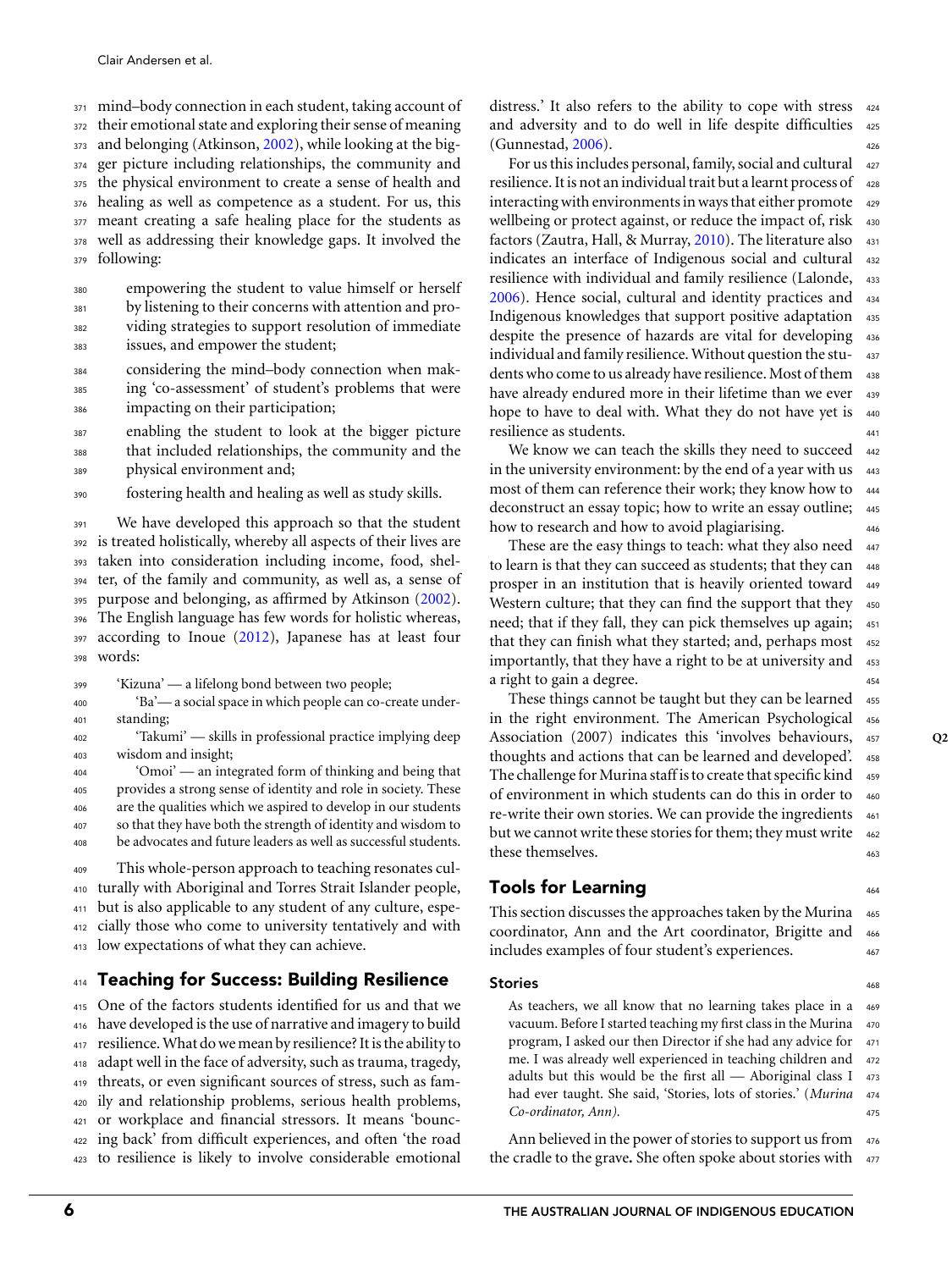mind–body connection in each student, taking account of their emotional state and exploring their sense of meaning and belonging (Atkinson, 2002), while looking at the bigger picture including relationships, the community and the physical environment to create a sense of health and healing as well as competence as a student. For us, this meant creating a safe healing place for the students as well as addressing their knowledge gaps. It involved the following:

- empowering the student to value himself or herself by listening to their concerns with attention and providing strategies to support resolution of immediate issues, and empower the student;
- considering the mind–body connection when making 'co-assessment' of student's problems that were impacting on their participation;
- enabling the student to look at the bigger picture that included relationships, the community and the physical environment and;
- fostering health and healing as well as study skills.

We have developed this approach so that the student is treated holistically, whereby all aspects of their lives are taken into consideration including income, food, shelter, of the family and community, as well as, a sense of purpose and belonging, as affirmed by Atkinson (2002). The English language has few words for holistic whereas, according to Inoue (2012), Japanese has at least four words:

> 'Kizuna' — a lifelong bond between two people;
> 'Ba'— a social space in which people can co-create understanding;
> 'Takumi' — skills in professional practice implying deep wisdom and insight;
> 'Omoi' — an integrated form of thinking and being that provides a strong sense of identity and role in society. These are the qualities which we aspired to develop in our students so that they have both the strength of identity and wisdom to be advocates and future leaders as well as successful students.

This whole-person approach to teaching resonates culturally with Aboriginal and Torres Strait Islander people, but is also applicable to any student of any culture, especially those who come to university tentatively and with low expectations of what they can achieve.

## Teaching for Success: Building Resilience

One of the factors students identified for us and that we have developed is the use of narrative and imagery to build resilience. What do we mean by resilience? It is the ability to adapt well in the face of adversity, such as trauma, tragedy, threats, or even significant sources of stress, such as family and relationship problems, serious health problems, or workplace and financial stressors. It means 'bouncing back' from difficult experiences, and often 'the road to resilience is likely to involve considerable emotional distress.' It also refers to the ability to cope with stress and adversity and to do well in life despite difficulties (Gunnestad, 2006).

For us this includes personal, family, social and cultural resilience. It is not an individual trait but a learnt process of interacting with environments in ways that either promote wellbeing or protect against, or reduce the impact of, risk factors (Zautra, Hall, & Murray, 2010). The literature also indicates an interface of Indigenous social and cultural resilience with individual and family resilience (Lalonde, 2006). Hence social, cultural and identity practices and Indigenous knowledges that support positive adaptation despite the presence of hazards are vital for developing individual and family resilience. Without question the students who come to us already have resilience. Most of them have already endured more in their lifetime than we ever hope to have to deal with. What they do not have yet is resilience as students.

We know we can teach the skills they need to succeed in the university environment: by the end of a year with us most of them can reference their work; they know how to deconstruct an essay topic; how to write an essay outline; how to research and how to avoid plagiarising.

These are the easy things to teach: what they also need to learn is that they can succeed as students; that they can prosper in an institution that is heavily oriented toward Western culture; that they can find the support that they need; that if they fall, they can pick themselves up again; that they can finish what they started; and, perhaps most importantly, that they have a right to be at university and a right to gain a degree.

These things cannot be taught but they can be learned in the right environment. The American Psychological Association (2007) indicates this 'involves behaviours, thoughts and actions that can be learned and developed'. The challenge for Murina staff is to create that specific kind of environment in which students can do this in order to re-write their own stories. We can provide the ingredients but we cannot write these stories for them; they must write these themselves.

## Tools for Learning

This section discusses the approaches taken by the Murina coordinator, Ann and the Art coordinator, Brigitte and includes examples of four student's experiences.

### Stories

> As teachers, we all know that no learning takes place in a vacuum. Before I started teaching my first class in the Murina program, I asked our then Director if she had any advice for me. I was already well experienced in teaching children and adults but this would be the first all — Aboriginal class I had ever taught. She said, 'Stories, lots of stories.' (*Murina Co-ordinator, Ann).*

Ann believed in the power of stories to support us from the cradle to the grave. She often spoke about stories with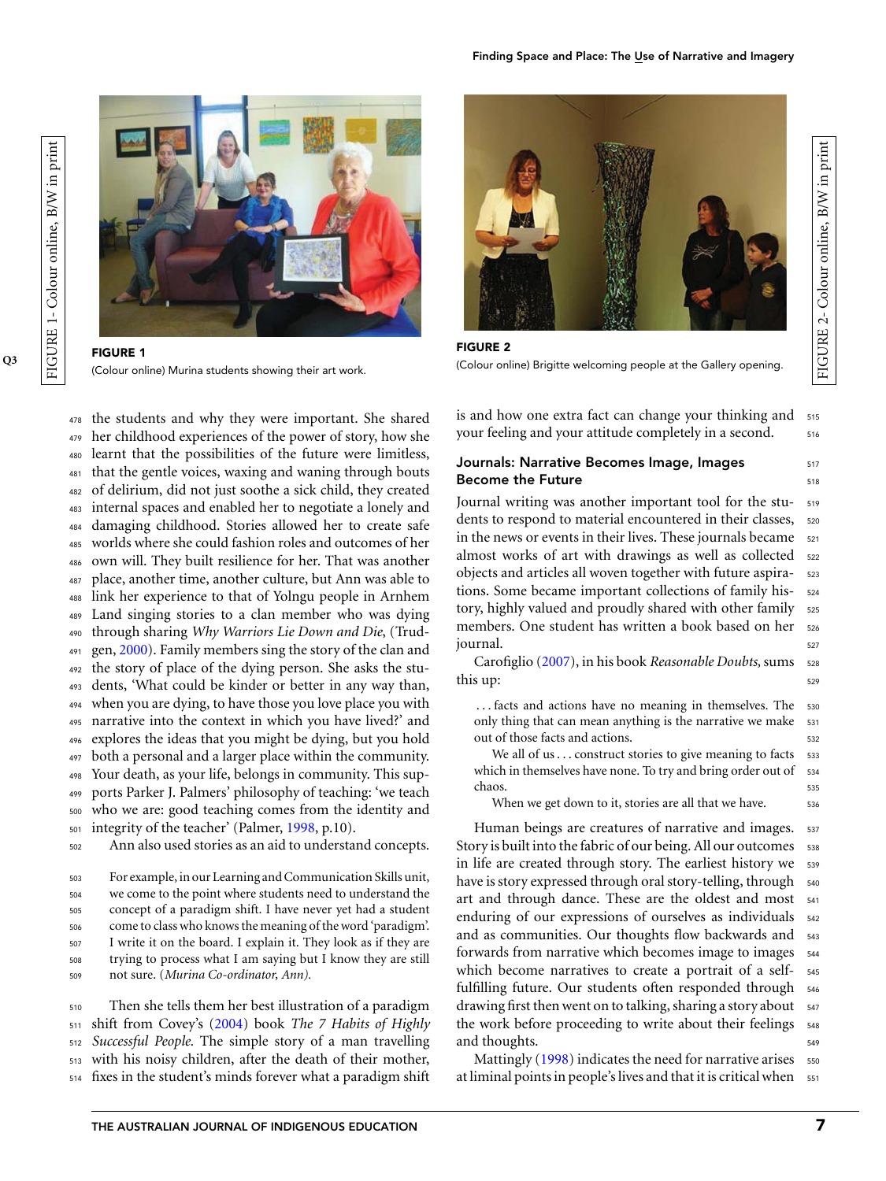FIGURE 1
(Colour online) Murina students showing their art work.

FIGURE 2
(Colour online) Brigitte welcoming people at the Gallery opening.

the students and why they were important. She shared her childhood experiences of the power of story, how she learnt that the possibilities of the future were limitless, that the gentle voices, waxing and waning through bouts of delirium, did not just soothe a sick child, they created internal spaces and enabled her to negotiate a lonely and damaging childhood. Stories allowed her to create safe worlds where she could fashion roles and outcomes of her own will. They built resilience for her. That was another place, another time, another culture, but Ann was able to link her experience to that of Yolngu people in Arnhem Land singing stories to a clan member who was dying through sharing *Why Warriors Lie Down and Die*, (Trudgen, 2000). Family members sing the story of the clan and the story of place of the dying person. She asks the students, 'What could be kinder or better in any way than, when you are dying, to have those you love place you with narrative into the context in which you have lived?' and explores the ideas that you might be dying, but you hold both a personal and a larger place within the community. Your death, as your life, belongs in community. This supports Parker J. Palmers' philosophy of teaching: 'we teach who we are: good teaching comes from the identity and integrity of the teacher' (Palmer, 1998, p.10).

Ann also used stories as an aid to understand concepts.

> For example, in our Learning and Communication Skills unit, we come to the point where students need to understand the concept of a paradigm shift. I have never yet had a student come to class who knows the meaning of the word 'paradigm'. I write it on the board. I explain it. They look as if they are trying to process what I am saying but I know they are still not sure. (*Murina Co-ordinator, Ann).*

Then she tells them her best illustration of a paradigm shift from Covey's (2004) book *The 7 Habits of Highly Successful People.* The simple story of a man travelling with his noisy children, after the death of their mother, fixes in the student's minds forever what a paradigm shift is and how one extra fact can change your thinking and your feeling and your attitude completely in a second.

## Journals: Narrative Becomes Image, Images Become the Future

Journal writing was another important tool for the students to respond to material encountered in their classes, in the news or events in their lives. These journals became almost works of art with drawings as well as collected objects and articles all woven together with future aspirations. Some became important collections of family history, highly valued and proudly shared with other family members. One student has written a book based on her journal.

Carofiglio (2007), in his book *Reasonable Doubts,* sums this up:

> . . . facts and actions have no meaning in themselves. The only thing that can mean anything is the narrative we make out of those facts and actions.
>
> We all of us . . . construct stories to give meaning to facts which in themselves have none. To try and bring order out of chaos.
>
> When we get down to it, stories are all that we have.

Human beings are creatures of narrative and images. Story is built into the fabric of our being. All our outcomes in life are created through story. The earliest history we have is story expressed through oral story-telling, through art and through dance. These are the oldest and most enduring of our expressions of ourselves as individuals and as communities. Our thoughts flow backwards and forwards from narrative which becomes image to images which become narratives to create a portrait of a self-fulfilling future. Our students often responded through drawing first then went on to talking, sharing a story about the work before proceeding to write about their feelings and thoughts.

Mattingly (1998) indicates the need for narrative arises at liminal points in people's lives and that it is critical when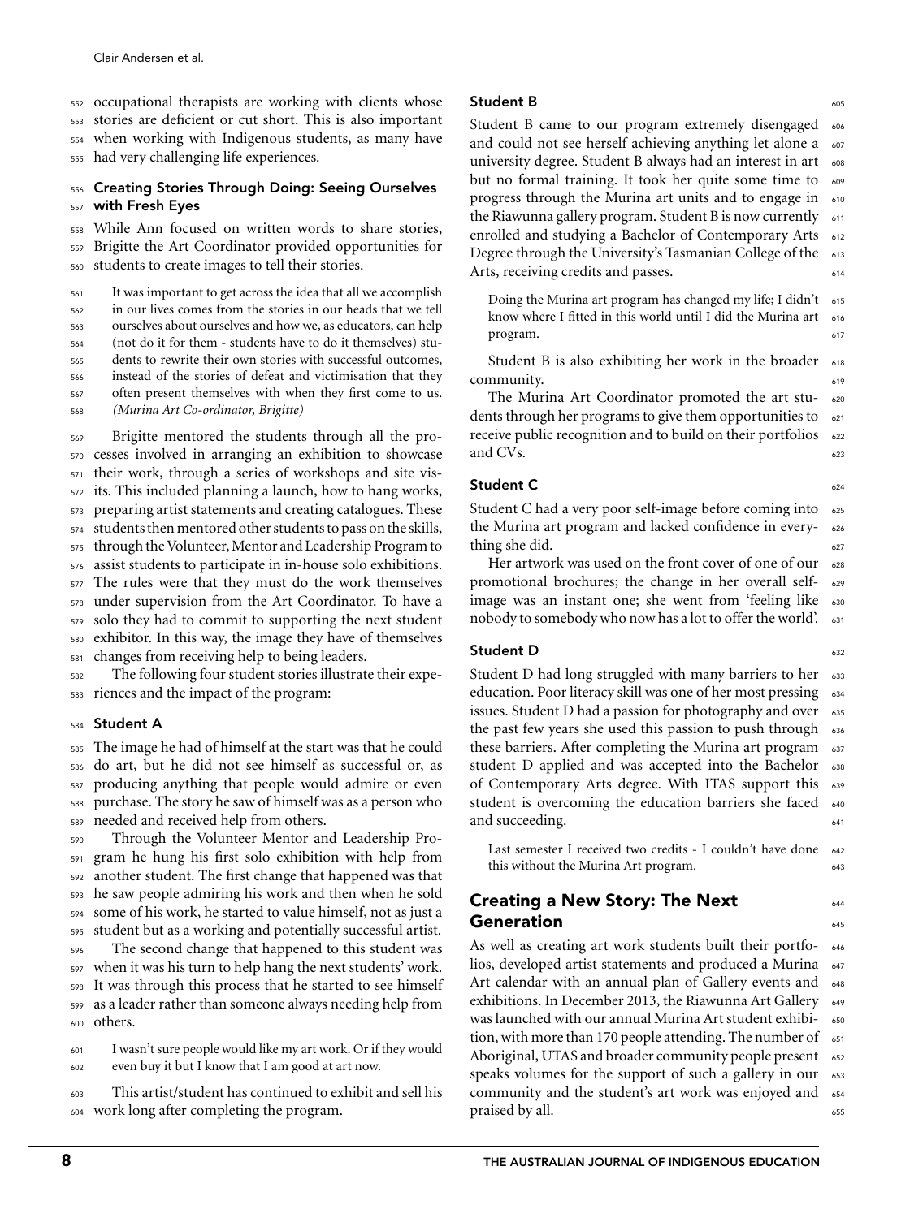occupational therapists are working with clients whose stories are deficient or cut short. This is also important when working with Indigenous students, as many have had very challenging life experiences.

### Creating Stories Through Doing: Seeing Ourselves with Fresh Eyes

While Ann focused on written words to share stories, Brigitte the Art Coordinator provided opportunities for students to create images to tell their stories.

> It was important to get across the idea that all we accomplish in our lives comes from the stories in our heads that we tell ourselves about ourselves and how we, as educators, can help (not do it for them - students have to do it themselves) students to rewrite their own stories with successful outcomes, instead of the stories of defeat and victimisation that they often present themselves with when they first come to us. *(Murina Art Co-ordinator, Brigitte)*

Brigitte mentored the students through all the processes involved in arranging an exhibition to showcase their work, through a series of workshops and site visits. This included planning a launch, how to hang works, preparing artist statements and creating catalogues. These students then mentored other students to pass on the skills, through the Volunteer, Mentor and Leadership Program to assist students to participate in in-house solo exhibitions. The rules were that they must do the work themselves under supervision from the Art Coordinator. To have a solo they had to commit to supporting the next student exhibitor. In this way, the image they have of themselves changes from receiving help to being leaders.

The following four student stories illustrate their experiences and the impact of the program:

#### Student A

The image he had of himself at the start was that he could do art, but he did not see himself as successful or, as producing anything that people would admire or even purchase. The story he saw of himself was as a person who needed and received help from others.

Through the Volunteer Mentor and Leadership Program he hung his first solo exhibition with help from another student. The first change that happened was that he saw people admiring his work and then when he sold some of his work, he started to value himself, not as just a student but as a working and potentially successful artist.

The second change that happened to this student was when it was his turn to help hang the next students' work. It was through this process that he started to see himself as a leader rather than someone always needing help from others.

> I wasn't sure people would like my art work. Or if they would even buy it but I know that I am good at art now.

This artist/student has continued to exhibit and sell his work long after completing the program.

#### Student B

Student B came to our program extremely disengaged and could not see herself achieving anything let alone a university degree. Student B always had an interest in art but no formal training. It took her quite some time to progress through the Murina art units and to engage in the Riawunna gallery program. Student B is now currently enrolled and studying a Bachelor of Contemporary Arts Degree through the University's Tasmanian College of the Arts, receiving credits and passes.

> Doing the Murina art program has changed my life; I didn't know where I fitted in this world until I did the Murina art program.

Student B is also exhibiting her work in the broader community.

The Murina Art Coordinator promoted the art students through her programs to give them opportunities to receive public recognition and to build on their portfolios and CVs.

#### Student C

Student C had a very poor self-image before coming into the Murina art program and lacked confidence in everything she did.

Her artwork was used on the front cover of one of our promotional brochures; the change in her overall self-image was an instant one; she went from 'feeling like nobody to somebody who now has a lot to offer the world'.

#### Student D

Student D had long struggled with many barriers to her education. Poor literacy skill was one of her most pressing issues. Student D had a passion for photography and over the past few years she used this passion to push through these barriers. After completing the Murina art program student D applied and was accepted into the Bachelor of Contemporary Arts degree. With ITAS support this student is overcoming the education barriers she faced and succeeding.

> Last semester I received two credits - I couldn't have done this without the Murina Art program.

## Creating a New Story: The Next Generation

As well as creating art work students built their portfolios, developed artist statements and produced a Murina Art calendar with an annual plan of Gallery events and exhibitions. In December 2013, the Riawunna Art Gallery was launched with our annual Murina Art student exhibition, with more than 170 people attending. The number of Aboriginal, UTAS and broader community people present speaks volumes for the support of such a gallery in our community and the student's art work was enjoyed and praised by all.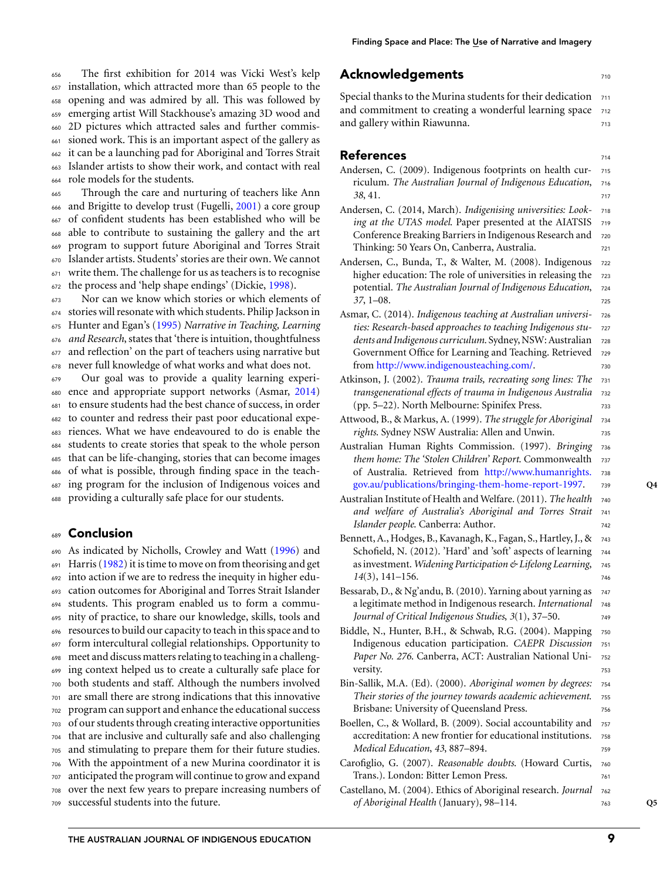The first exhibition for 2014 was Vicki West's kelp installation, which attracted more than 65 people to the opening and was admired by all. This was followed by emerging artist Will Stackhouse's amazing 3D wood and 2D pictures which attracted sales and further commissioned work. This is an important aspect of the gallery as it can be a launching pad for Aboriginal and Torres Strait Islander artists to show their work, and contact with real role models for the students.

Through the care and nurturing of teachers like Ann and Brigitte to develop trust (Fugelli, 2001) a core group of confident students has been established who will be able to contribute to sustaining the gallery and the art program to support future Aboriginal and Torres Strait Islander artists. Students' stories are their own. We cannot write them. The challenge for us as teachers is to recognise the process and 'help shape endings' (Dickie, 1998).

Nor can we know which stories or which elements of stories will resonate with which students. Philip Jackson in Hunter and Egan's (1995) *Narrative in Teaching, Learning and Research*, states that 'there is intuition, thoughtfulness and reflection' on the part of teachers using narrative but never full knowledge of what works and what does not.

Our goal was to provide a quality learning experience and appropriate support networks (Asmar, 2014) to ensure students had the best chance of success, in order to counter and redress their past poor educational experiences. What we have endeavoured to do is enable the students to create stories that speak to the whole person that can be life-changing, stories that can become images of what is possible, through finding space in the teaching program for the inclusion of Indigenous voices and providing a culturally safe place for our students.

## Conclusion

As indicated by Nicholls, Crowley and Watt (1996) and Harris (1982) it is time to move on from theorising and get into action if we are to redress the inequity in higher education outcomes for Aboriginal and Torres Strait Islander students. This program enabled us to form a community of practice, to share our knowledge, skills, tools and resources to build our capacity to teach in this space and to form intercultural collegial relationships. Opportunity to meet and discuss matters relating to teaching in a challenging context helped us to create a culturally safe place for both students and staff. Although the numbers involved are small there are strong indications that this innovative program can support and enhance the educational success of our students through creating interactive opportunities that are inclusive and culturally safe and also challenging and stimulating to prepare them for their future studies. With the appointment of a new Murina coordinator it is anticipated the program will continue to grow and expand over the next few years to prepare increasing numbers of successful students into the future.

## Acknowledgements

Special thanks to the Murina students for their dedication and commitment to creating a wonderful learning space and gallery within Riawunna.

## References

Andersen, C. (2009). Indigenous footprints on health curriculum. *The Australian Journal of Indigenous Education*, *38*, 41.

Andersen, C. (2014, March). *Indigenising universities: Looking at the UTAS model*. Paper presented at the AIATSIS Conference Breaking Barriers in Indigenous Research and Thinking: 50 Years On, Canberra, Australia.

Andersen, C., Bunda, T., & Walter, M. (2008). Indigenous higher education: The role of universities in releasing the potential. *The Australian Journal of Indigenous Education*, *37*, 1–08.

Asmar, C. (2014). *Indigenous teaching at Australian universities: Research-based approaches to teaching Indigenous students and Indigenous curriculum*. Sydney, NSW: Australian Government Office for Learning and Teaching. Retrieved from http://www.indigenousteaching.com/.

Atkinson, J. (2002). *Trauma trails, recreating song lines: The transgenerational effects of trauma in Indigenous Australia* (pp. 5–22). North Melbourne: Spinifex Press.

Attwood, B., & Markus, A. (1999). *The struggle for Aboriginal rights*. Sydney NSW Australia: Allen and Unwin.

Australian Human Rights Commission. (1997). *Bringing them home: The 'Stolen Children' Report*. Commonwealth of Australia. Retrieved from http://www.humanrights.gov.au/publications/bringing-them-home-report-1997. Q4

Australian Institute of Health and Welfare. (2011). *The health and welfare of Australia's Aboriginal and Torres Strait Islander people*. Canberra: Author.

Bennett, A., Hodges, B., Kavanagh, K., Fagan, S., Hartley, J., & Schofield, N. (2012). 'Hard' and 'soft' aspects of learning as investment. *Widening Participation & Lifelong Learning*, *14*(3), 141–156.

Bessarab, D., & Ng'andu, B. (2010). Yarning about yarning as a legitimate method in Indigenous research. *International Journal of Critical Indigenous Studies*, *3*(1), 37–50.

Biddle, N., Hunter, B.H., & Schwab, R.G. (2004). Mapping Indigenous education participation. *CAEPR Discussion Paper No. 276*. Canberra, ACT: Australian National University.

Bin-Sallik, M.A. (Ed). (2000). *Aboriginal women by degrees: Their stories of the journey towards academic achievement*. Brisbane: University of Queensland Press.

Boellen, C., & Wollard, B. (2009). Social accountability and accreditation: A new frontier for educational institutions. *Medical Education*, *43*, 887–894.

Carofiglio, G. (2007). *Reasonable doubts*. (Howard Curtis, Trans.). London: Bitter Lemon Press.

Castellano, M. (2004). Ethics of Aboriginal research. *Journal of Aboriginal Health* (January), 98–114. Q5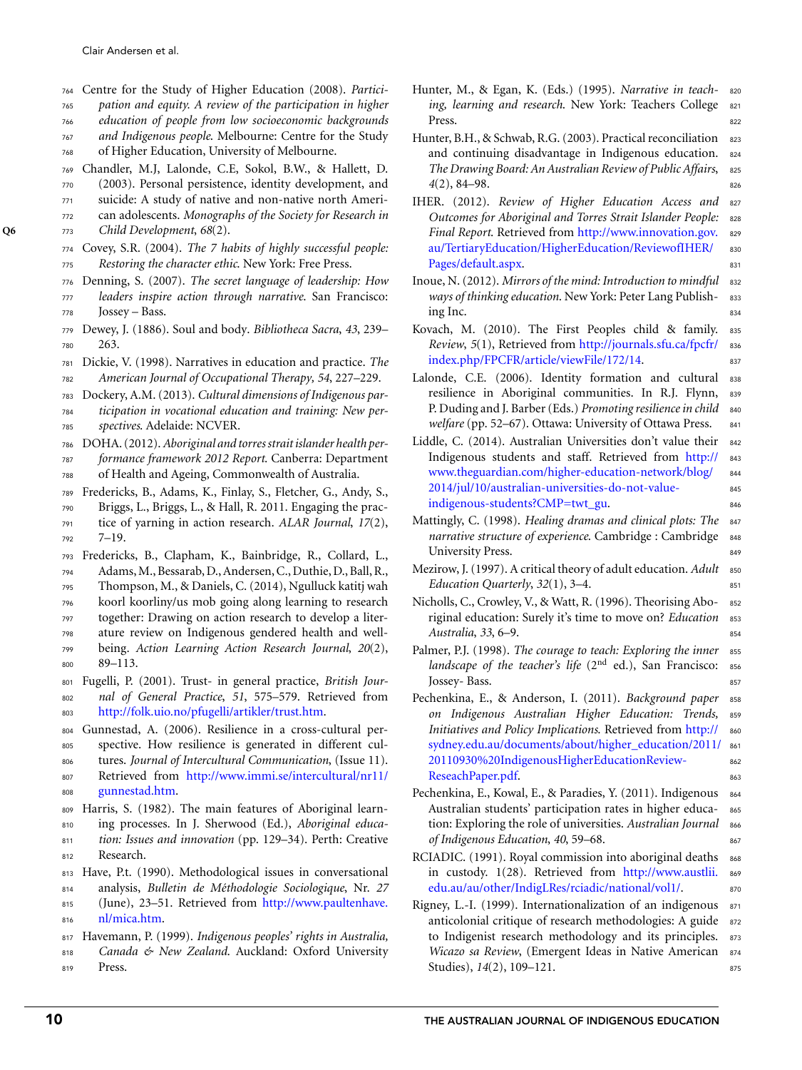Centre for the Study of Higher Education (2008). *Participation and equity. A review of the participation in higher education of people from low socioeconomic backgrounds and Indigenous people.* Melbourne: Centre for the Study of Higher Education, University of Melbourne.

Chandler, M.J, Lalonde, C.E, Sokol, B.W., & Hallett, D. (2003). Personal persistence, identity development, and suicide: A study of native and non-native north American adolescents. *Monographs of the Society for Research in Child Development*, *68*(2).

Covey, S.R. (2004). *The 7 habits of highly successful people: Restoring the character ethic.* New York: Free Press.

Denning, S. (2007). *The secret language of leadership: How leaders inspire action through narrative.* San Francisco: Jossey – Bass.

Dewey, J. (1886). Soul and body. *Bibliotheca Sacra*, *43*, 239–263.

Dickie, V. (1998). Narratives in education and practice. *The American Journal of Occupational Therapy, 54*, 227–229.

Dockery, A.M. (2013). *Cultural dimensions of Indigenous participation in vocational education and training: New perspectives.* Adelaide: NCVER.

DOHA. (2012). *Aboriginal and torres strait islander health performance framework 2012 Report.* Canberra: Department of Health and Ageing, Commonwealth of Australia.

Fredericks, B., Adams, K., Finlay, S., Fletcher, G., Andy, S., Briggs, L., Briggs, L., & Hall, R. 2011. Engaging the practice of yarning in action research. *ALAR Journal*, *17*(2), 7–19.

Fredericks, B., Clapham, K., Bainbridge, R., Collard, L., Adams, M., Bessarab, D., Andersen, C., Duthie, D., Ball, R., Thompson, M., & Daniels, C. (2014), Ngulluck katitj wah koorl koorliny/us mob going along learning to research together: Drawing on action research to develop a literature review on Indigenous gendered health and wellbeing. *Action Learning Action Research Journal*, *20*(2), 89–113.

Fugelli, P. (2001). Trust- in general practice, *British Journal of General Practice*, *51*, 575–579. Retrieved from http://folk.uio.no/pfugelli/artikler/trust.htm.

Gunnestad, A. (2006). Resilience in a cross-cultural perspective. How resilience is generated in different cultures. *Journal of Intercultural Communication*, (Issue 11). Retrieved from http://www.immi.se/intercultural/nr11/gunnestad.htm.

Harris, S. (1982). The main features of Aboriginal learning processes. In J. Sherwood (Ed.), *Aboriginal education: Issues and innovation* (pp. 129–34). Perth: Creative Research.

Have, P.t. (1990). Methodological issues in conversational analysis, *Bulletin de Méthodologie Sociologique*, Nr. *27* (June), 23–51. Retrieved from http://www.paultenhave.nl/mica.htm.

Havemann, P. (1999). *Indigenous peoples' rights in Australia, Canada & New Zealand.* Auckland: Oxford University Press.

Hunter, M., & Egan, K. (Eds.) (1995). *Narrative in teaching, learning and research.* New York: Teachers College Press.

Hunter, B.H., & Schwab, R.G. (2003). Practical reconciliation and continuing disadvantage in Indigenous education. *The Drawing Board: An Australian Review of Public Affairs*, *4*(2), 84–98.

IHER. (2012). *Review of Higher Education Access and Outcomes for Aboriginal and Torres Strait Islander People: Final Report.* Retrieved from http://www.innovation.gov.au/TertiaryEducation/HigherEducation/ReviewofIHER/Pages/default.aspx.

Inoue, N. (2012). *Mirrors of the mind: Introduction to mindful ways of thinking education.* New York: Peter Lang Publishing Inc.

Kovach, M. (2010). The First Peoples child & family. *Review*, *5*(1), Retrieved from http://journals.sfu.ca/fpcfr/index.php/FPCFR/article/viewFile/172/14.

Lalonde, C.E. (2006). Identity formation and cultural resilience in Aboriginal communities. In R.J. Flynn, P. Duding and J. Barber (Eds.) *Promoting resilience in child welfare* (pp. 52–67). Ottawa: University of Ottawa Press.

Liddle, C. (2014). Australian Universities don't value their Indigenous students and staff. Retrieved from http://www.theguardian.com/higher-education-network/blog/2014/jul/10/australian-universities-do-not-value-indigenous-students?CMP=twt_gu.

Mattingly, C. (1998). *Healing dramas and clinical plots: The narrative structure of experience.* Cambridge : Cambridge University Press.

Mezirow, J. (1997). A critical theory of adult education. *Adult Education Quarterly*, *32*(1), 3–4.

Nicholls, C., Crowley, V., & Watt, R. (1996). Theorising Aboriginal education: Surely it's time to move on? *Education Australia*, *33*, 6–9.

Palmer, P.J. (1998). *The courage to teach: Exploring the inner landscape of the teacher's life* (2nd ed.), San Francisco: Jossey- Bass.

Pechenkina, E., & Anderson, I. (2011). *Background paper on Indigenous Australian Higher Education: Trends, Initiatives and Policy Implications.* Retrieved from http://sydney.edu.au/documents/about/higher_education/2011/20110930%20IndigenousHigherEducationReview-ReseachPaper.pdf.

Pechenkina, E., Kowal, E., & Paradies, Y. (2011). Indigenous Australian students' participation rates in higher education: Exploring the role of universities. *Australian Journal of Indigenous Education*, *40*, 59–68.

RCIADIC. (1991). Royal commission into aboriginal deaths in custody. 1(28). Retrieved from http://www.austlii.edu.au/au/other/IndigLRes/rciadic/national/vol1/.

Rigney, L.-I. (1999). Internationalization of an indigenous anticolonial critique of research methodologies: A guide to Indigenist research methodology and its principles. *Wicazo sa Review*, (Emergent Ideas in Native American Studies), *14*(2), 109–121.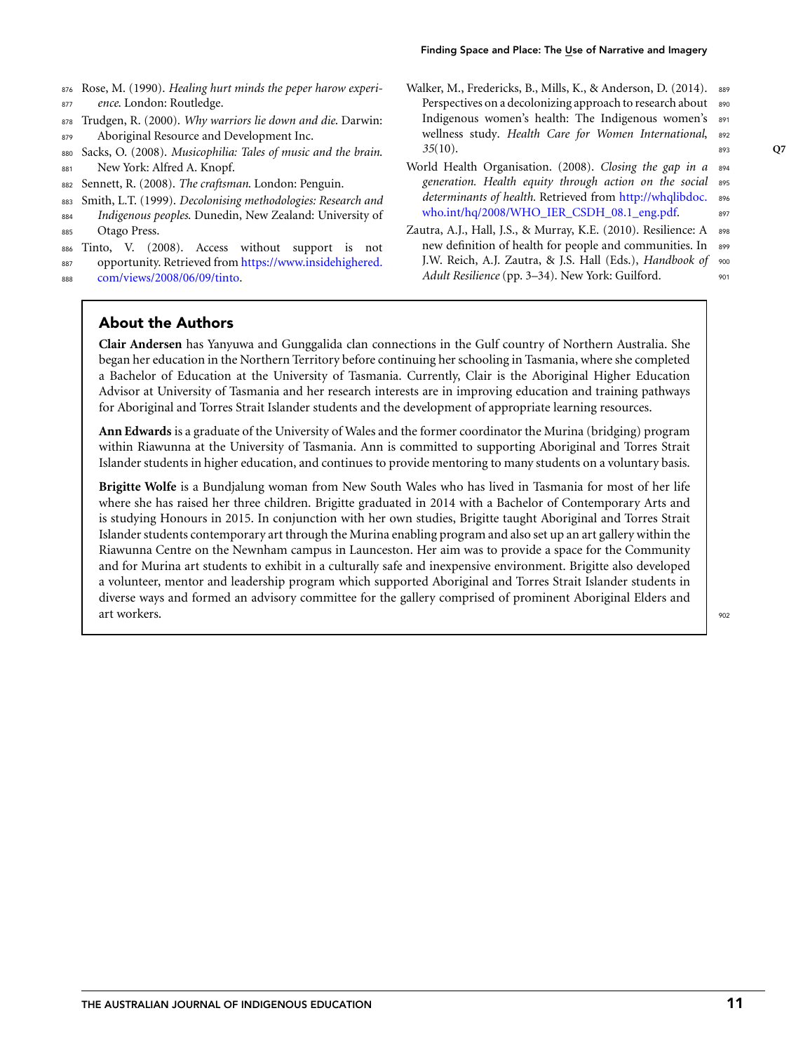Rose, M. (1990). *Healing hurt minds the peper harow experience*. London: Routledge.

Trudgen, R. (2000). *Why warriors lie down and die*. Darwin: Aboriginal Resource and Development Inc.

Sacks, O. (2008). *Musicophilia: Tales of music and the brain*. New York: Alfred A. Knopf.

Sennett, R. (2008). *The craftsman*. London: Penguin.

Smith, L.T. (1999). *Decolonising methodologies: Research and Indigenous peoples*. Dunedin, New Zealand: University of Otago Press.

Tinto, V. (2008). Access without support is not opportunity. Retrieved from https://www.insidehighered.com/views/2008/06/09/tinto.

Walker, M., Fredericks, B., Mills, K., & Anderson, D. (2014). Perspectives on a decolonizing approach to research about Indigenous women's health: The Indigenous women's wellness study. *Health Care for Women International*, *35*(10).

World Health Organisation. (2008). *Closing the gap in a generation. Health equity through action on the social determinants of health*. Retrieved from http://whqlibdoc.who.int/hq/2008/WHO_IER_CSDH_08.1_eng.pdf.

Zautra, A.J., Hall, J.S., & Murray, K.E. (2010). Resilience: A new definition of health for people and communities. In J.W. Reich, A.J. Zautra, & J.S. Hall (Eds.), *Handbook of Adult Resilience* (pp. 3–34). New York: Guilford.

## About the Authors

**Clair Andersen** has Yanyuwa and Gunggalida clan connections in the Gulf country of Northern Australia. She began her education in the Northern Territory before continuing her schooling in Tasmania, where she completed a Bachelor of Education at the University of Tasmania. Currently, Clair is the Aboriginal Higher Education Advisor at University of Tasmania and her research interests are in improving education and training pathways for Aboriginal and Torres Strait Islander students and the development of appropriate learning resources.

**Ann Edwards** is a graduate of the University of Wales and the former coordinator the Murina (bridging) program within Riawunna at the University of Tasmania. Ann is committed to supporting Aboriginal and Torres Strait Islander students in higher education, and continues to provide mentoring to many students on a voluntary basis.

**Brigitte Wolfe** is a Bundjalung woman from New South Wales who has lived in Tasmania for most of her life where she has raised her three children. Brigitte graduated in 2014 with a Bachelor of Contemporary Arts and is studying Honours in 2015. In conjunction with her own studies, Brigitte taught Aboriginal and Torres Strait Islander students contemporary art through the Murina enabling program and also set up an art gallery within the Riawunna Centre on the Newnham campus in Launceston. Her aim was to provide a space for the Community and for Murina art students to exhibit in a culturally safe and inexpensive environment. Brigitte also developed a volunteer, mentor and leadership program which supported Aboriginal and Torres Strait Islander students in diverse ways and formed an advisory committee for the gallery comprised of prominent Aboriginal Elders and art workers.